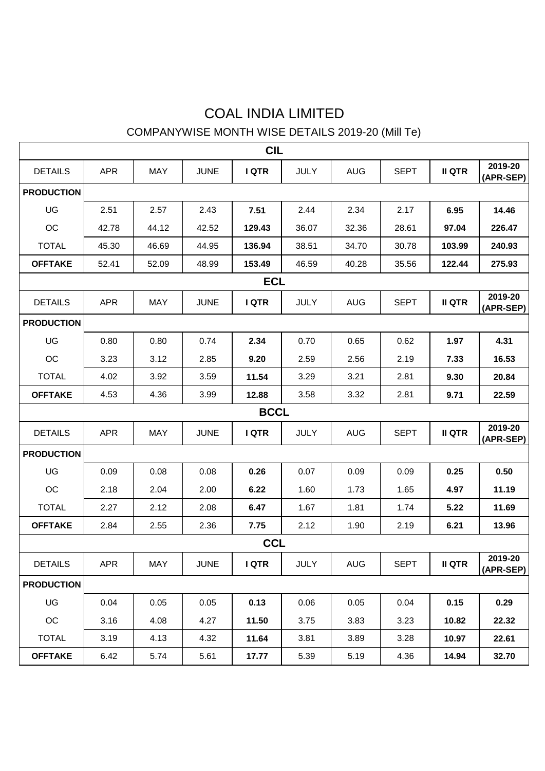# COAL INDIA LIMITED

## COMPANYWISE MONTH WISE DETAILS 2019-20 (Mill Te)

### CIL

| DETAILS | APR | MAY | JUNE | I QTR | JULY | AUG | SEPT | II QTR | 2019-20 (APR-SEP) |
|---|---|---|---|---|---|---|---|---|---|
| **PRODUCTION** | | | | | | | | | |
| UG | 2.51 | 2.57 | 2.43 | **7.51** | 2.44 | 2.34 | 2.17 | **6.95** | **14.46** |
| OC | 42.78 | 44.12 | 42.52 | **129.43** | 36.07 | 32.36 | 28.61 | **97.04** | **226.47** |
| TOTAL | 45.30 | 46.69 | 44.95 | **136.94** | 38.51 | 34.70 | 30.78 | **103.99** | **240.93** |
| **OFFTAKE** | 52.41 | 52.09 | 48.99 | **153.49** | 46.59 | 40.28 | 35.56 | **122.44** | **275.93** |

### ECL

| DETAILS | APR | MAY | JUNE | I QTR | JULY | AUG | SEPT | II QTR | 2019-20 (APR-SEP) |
|---|---|---|---|---|---|---|---|---|---|
| **PRODUCTION** | | | | | | | | | |
| UG | 0.80 | 0.80 | 0.74 | **2.34** | 0.70 | 0.65 | 0.62 | **1.97** | **4.31** |
| OC | 3.23 | 3.12 | 2.85 | **9.20** | 2.59 | 2.56 | 2.19 | **7.33** | **16.53** |
| TOTAL | 4.02 | 3.92 | 3.59 | **11.54** | 3.29 | 3.21 | 2.81 | **9.30** | **20.84** |
| **OFFTAKE** | 4.53 | 4.36 | 3.99 | **12.88** | 3.58 | 3.32 | 2.81 | **9.71** | **22.59** |

### BCCL

| DETAILS | APR | MAY | JUNE | I QTR | JULY | AUG | SEPT | II QTR | 2019-20 (APR-SEP) |
|---|---|---|---|---|---|---|---|---|---|
| **PRODUCTION** | | | | | | | | | |
| UG | 0.09 | 0.08 | 0.08 | **0.26** | 0.07 | 0.09 | 0.09 | **0.25** | **0.50** |
| OC | 2.18 | 2.04 | 2.00 | **6.22** | 1.60 | 1.73 | 1.65 | **4.97** | **11.19** |
| TOTAL | 2.27 | 2.12 | 2.08 | **6.47** | 1.67 | 1.81 | 1.74 | **5.22** | **11.69** |
| **OFFTAKE** | 2.84 | 2.55 | 2.36 | **7.75** | 2.12 | 1.90 | 2.19 | **6.21** | **13.96** |

### CCL

| DETAILS | APR | MAY | JUNE | I QTR | JULY | AUG | SEPT | II QTR | 2019-20 (APR-SEP) |
|---|---|---|---|---|---|---|---|---|---|
| **PRODUCTION** | | | | | | | | | |
| UG | 0.04 | 0.05 | 0.05 | **0.13** | 0.06 | 0.05 | 0.04 | **0.15** | **0.29** |
| OC | 3.16 | 4.08 | 4.27 | **11.50** | 3.75 | 3.83 | 3.23 | **10.82** | **22.32** |
| TOTAL | 3.19 | 4.13 | 4.32 | **11.64** | 3.81 | 3.89 | 3.28 | **10.97** | **22.61** |
| **OFFTAKE** | 6.42 | 5.74 | 5.61 | **17.77** | 5.39 | 5.19 | 4.36 | **14.94** | **32.70** |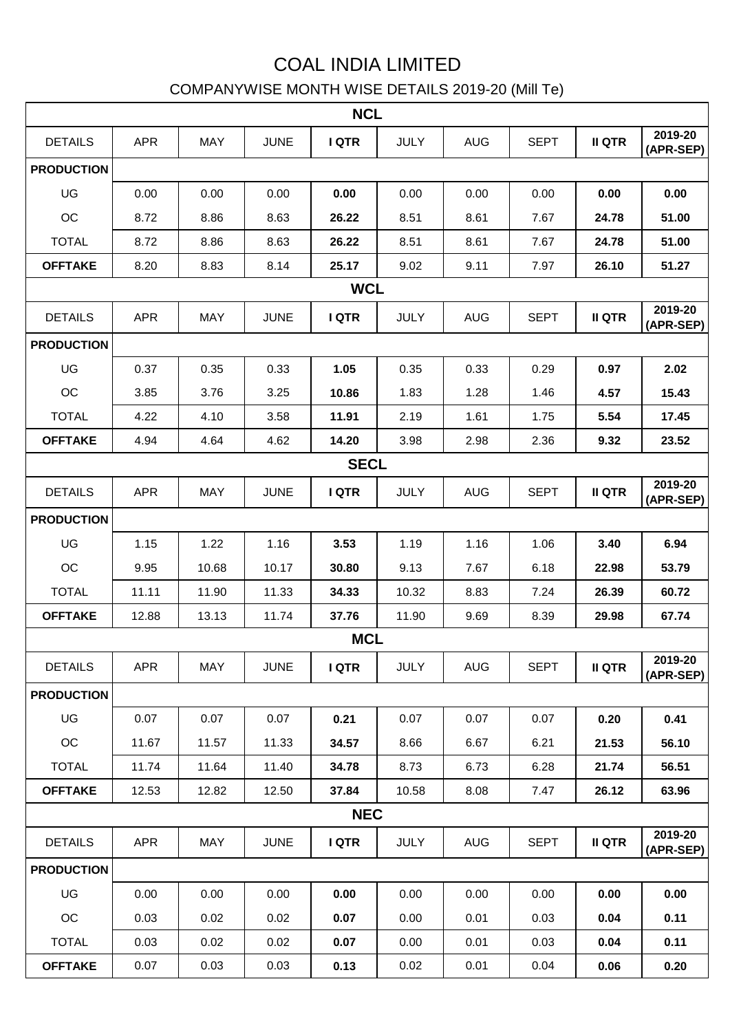# COAL INDIA LIMITED

## COMPANYWISE MONTH WISE DETAILS 2019-20 (Mill Te)

### NCL

| DETAILS | APR | MAY | JUNE | I QTR | JULY | AUG | SEPT | II QTR | 2019-20 (APR-SEP) |
|---|---|---|---|---|---|---|---|---|---|
| **PRODUCTION** | | | | | | | | | |
| UG | 0.00 | 0.00 | 0.00 | **0.00** | 0.00 | 0.00 | 0.00 | **0.00** | **0.00** |
| OC | 8.72 | 8.86 | 8.63 | **26.22** | 8.51 | 8.61 | 7.67 | **24.78** | **51.00** |
| TOTAL | 8.72 | 8.86 | 8.63 | **26.22** | 8.51 | 8.61 | 7.67 | **24.78** | **51.00** |
| **OFFTAKE** | 8.20 | 8.83 | 8.14 | **25.17** | 9.02 | 9.11 | 7.97 | **26.10** | **51.27** |

### WCL

| DETAILS | APR | MAY | JUNE | I QTR | JULY | AUG | SEPT | II QTR | 2019-20 (APR-SEP) |
|---|---|---|---|---|---|---|---|---|---|
| **PRODUCTION** | | | | | | | | | |
| UG | 0.37 | 0.35 | 0.33 | **1.05** | 0.35 | 0.33 | 0.29 | **0.97** | **2.02** |
| OC | 3.85 | 3.76 | 3.25 | **10.86** | 1.83 | 1.28 | 1.46 | **4.57** | **15.43** |
| TOTAL | 4.22 | 4.10 | 3.58 | **11.91** | 2.19 | 1.61 | 1.75 | **5.54** | **17.45** |
| **OFFTAKE** | 4.94 | 4.64 | 4.62 | **14.20** | 3.98 | 2.98 | 2.36 | **9.32** | **23.52** |

### SECL

| DETAILS | APR | MAY | JUNE | I QTR | JULY | AUG | SEPT | II QTR | 2019-20 (APR-SEP) |
|---|---|---|---|---|---|---|---|---|---|
| **PRODUCTION** | | | | | | | | | |
| UG | 1.15 | 1.22 | 1.16 | **3.53** | 1.19 | 1.16 | 1.06 | **3.40** | **6.94** |
| OC | 9.95 | 10.68 | 10.17 | **30.80** | 9.13 | 7.67 | 6.18 | **22.98** | **53.79** |
| TOTAL | 11.11 | 11.90 | 11.33 | **34.33** | 10.32 | 8.83 | 7.24 | **26.39** | **60.72** |
| **OFFTAKE** | 12.88 | 13.13 | 11.74 | **37.76** | 11.90 | 9.69 | 8.39 | **29.98** | **67.74** |

### MCL

| DETAILS | APR | MAY | JUNE | I QTR | JULY | AUG | SEPT | II QTR | 2019-20 (APR-SEP) |
|---|---|---|---|---|---|---|---|---|---|
| **PRODUCTION** | | | | | | | | | |
| UG | 0.07 | 0.07 | 0.07 | **0.21** | 0.07 | 0.07 | 0.07 | **0.20** | **0.41** |
| OC | 11.67 | 11.57 | 11.33 | **34.57** | 8.66 | 6.67 | 6.21 | **21.53** | **56.10** |
| TOTAL | 11.74 | 11.64 | 11.40 | **34.78** | 8.73 | 6.73 | 6.28 | **21.74** | **56.51** |
| **OFFTAKE** | 12.53 | 12.82 | 12.50 | **37.84** | 10.58 | 8.08 | 7.47 | **26.12** | **63.96** |

### NEC

| DETAILS | APR | MAY | JUNE | I QTR | JULY | AUG | SEPT | II QTR | 2019-20 (APR-SEP) |
|---|---|---|---|---|---|---|---|---|---|
| **PRODUCTION** | | | | | | | | | |
| UG | 0.00 | 0.00 | 0.00 | **0.00** | 0.00 | 0.00 | 0.00 | **0.00** | **0.00** |
| OC | 0.03 | 0.02 | 0.02 | **0.07** | 0.00 | 0.01 | 0.03 | **0.04** | **0.11** |
| TOTAL | 0.03 | 0.02 | 0.02 | **0.07** | 0.00 | 0.01 | 0.03 | **0.04** | **0.11** |
| **OFFTAKE** | 0.07 | 0.03 | 0.03 | **0.13** | 0.02 | 0.01 | 0.04 | **0.06** | **0.20** |